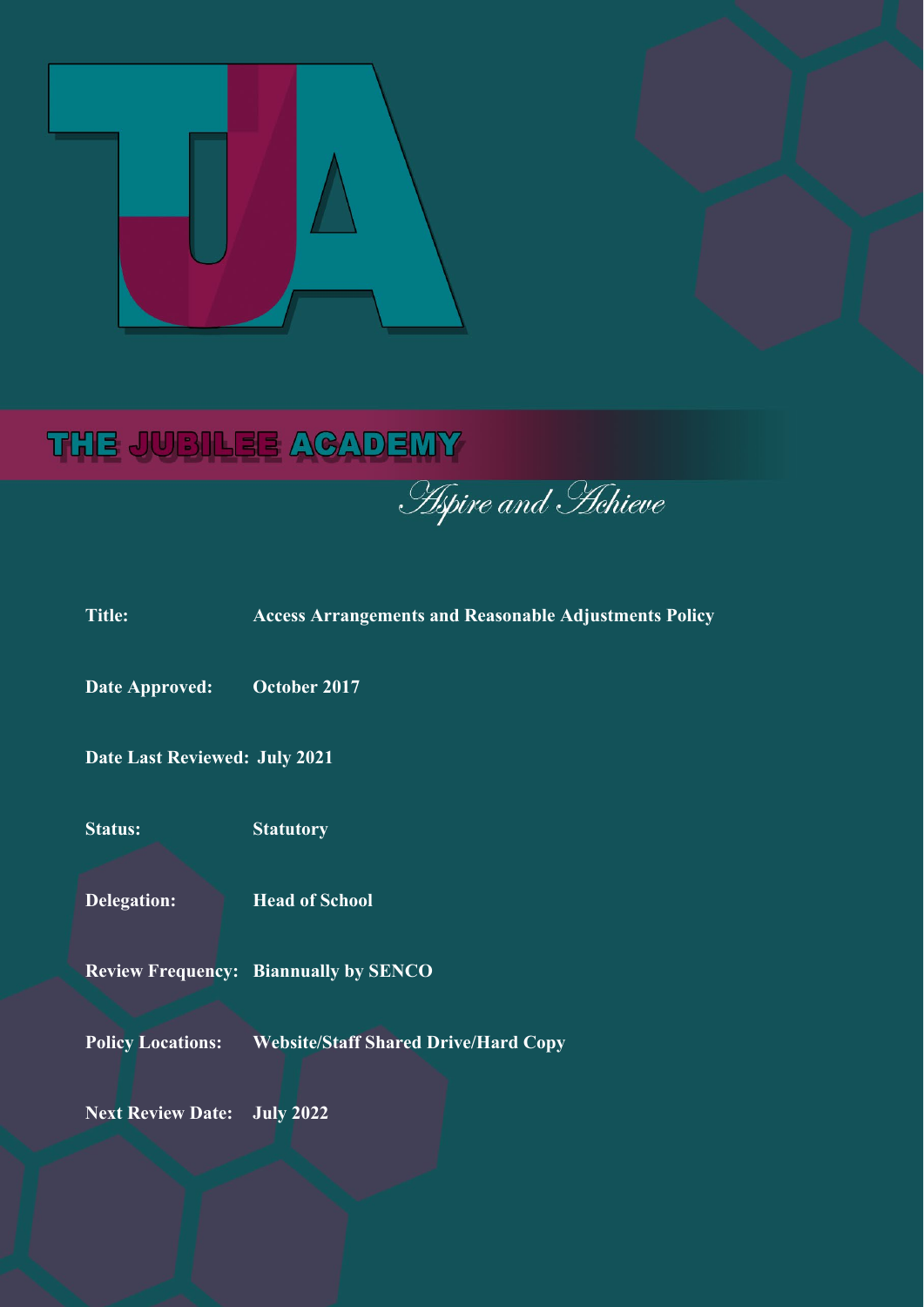# THE JUBILEE ACADEMY

*Aspire and Achieve*

| | |
|---|---|
| **Title:** | **Access Arrangements and Reasonable Adjustments Policy** |
| **Date Approved:** | **October 2017** |
| **Date Last Reviewed:** | **July 2021** |
| **Status:** | **Statutory** |
| **Delegation:** | **Head of School** |
| **Review Frequency:** | **Biannually by SENCO** |
| **Policy Locations:** | **Website/Staff Shared Drive/Hard Copy** |
| **Next Review Date:** | **July 2022** |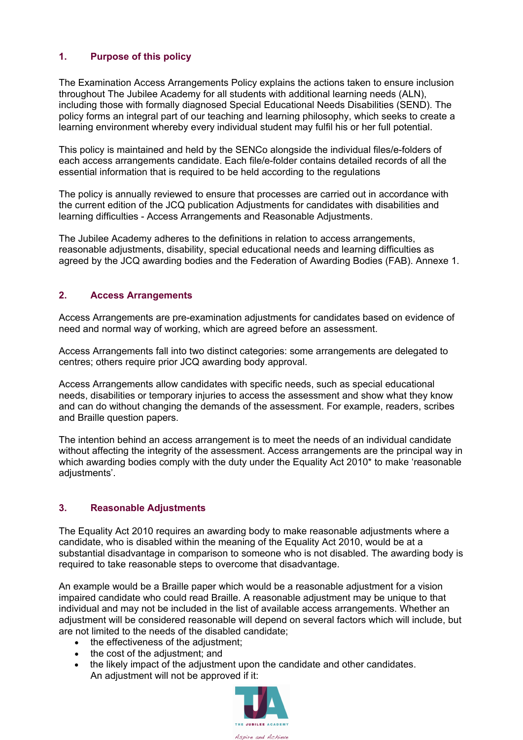## 1. Purpose of this policy

The Examination Access Arrangements Policy explains the actions taken to ensure inclusion throughout The Jubilee Academy for all students with additional learning needs (ALN), including those with formally diagnosed Special Educational Needs Disabilities (SEND). The policy forms an integral part of our teaching and learning philosophy, which seeks to create a learning environment whereby every individual student may fulfil his or her full potential.

This policy is maintained and held by the SENCo alongside the individual files/e-folders of each access arrangements candidate. Each file/e-folder contains detailed records of all the essential information that is required to be held according to the regulations

The policy is annually reviewed to ensure that processes are carried out in accordance with the current edition of the JCQ publication Adjustments for candidates with disabilities and learning difficulties - Access Arrangements and Reasonable Adjustments.

The Jubilee Academy adheres to the definitions in relation to access arrangements, reasonable adjustments, disability, special educational needs and learning difficulties as agreed by the JCQ awarding bodies and the Federation of Awarding Bodies (FAB). Annexe 1.

## 2. Access Arrangements

Access Arrangements are pre-examination adjustments for candidates based on evidence of need and normal way of working, which are agreed before an assessment.

Access Arrangements fall into two distinct categories: some arrangements are delegated to centres; others require prior JCQ awarding body approval.

Access Arrangements allow candidates with specific needs, such as special educational needs, disabilities or temporary injuries to access the assessment and show what they know and can do without changing the demands of the assessment. For example, readers, scribes and Braille question papers.

The intention behind an access arrangement is to meet the needs of an individual candidate without affecting the integrity of the assessment. Access arrangements are the principal way in which awarding bodies comply with the duty under the Equality Act 2010* to make 'reasonable adjustments'.

## 3. Reasonable Adjustments

The Equality Act 2010 requires an awarding body to make reasonable adjustments where a candidate, who is disabled within the meaning of the Equality Act 2010, would be at a substantial disadvantage in comparison to someone who is not disabled. The awarding body is required to take reasonable steps to overcome that disadvantage.

An example would be a Braille paper which would be a reasonable adjustment for a vision impaired candidate who could read Braille. A reasonable adjustment may be unique to that individual and may not be included in the list of available access arrangements. Whether an adjustment will be considered reasonable will depend on several factors which will include, but are not limited to the needs of the disabled candidate;

- the effectiveness of the adjustment;
- the cost of the adjustment; and
- the likely impact of the adjustment upon the candidate and other candidates.

An adjustment will not be approved if it: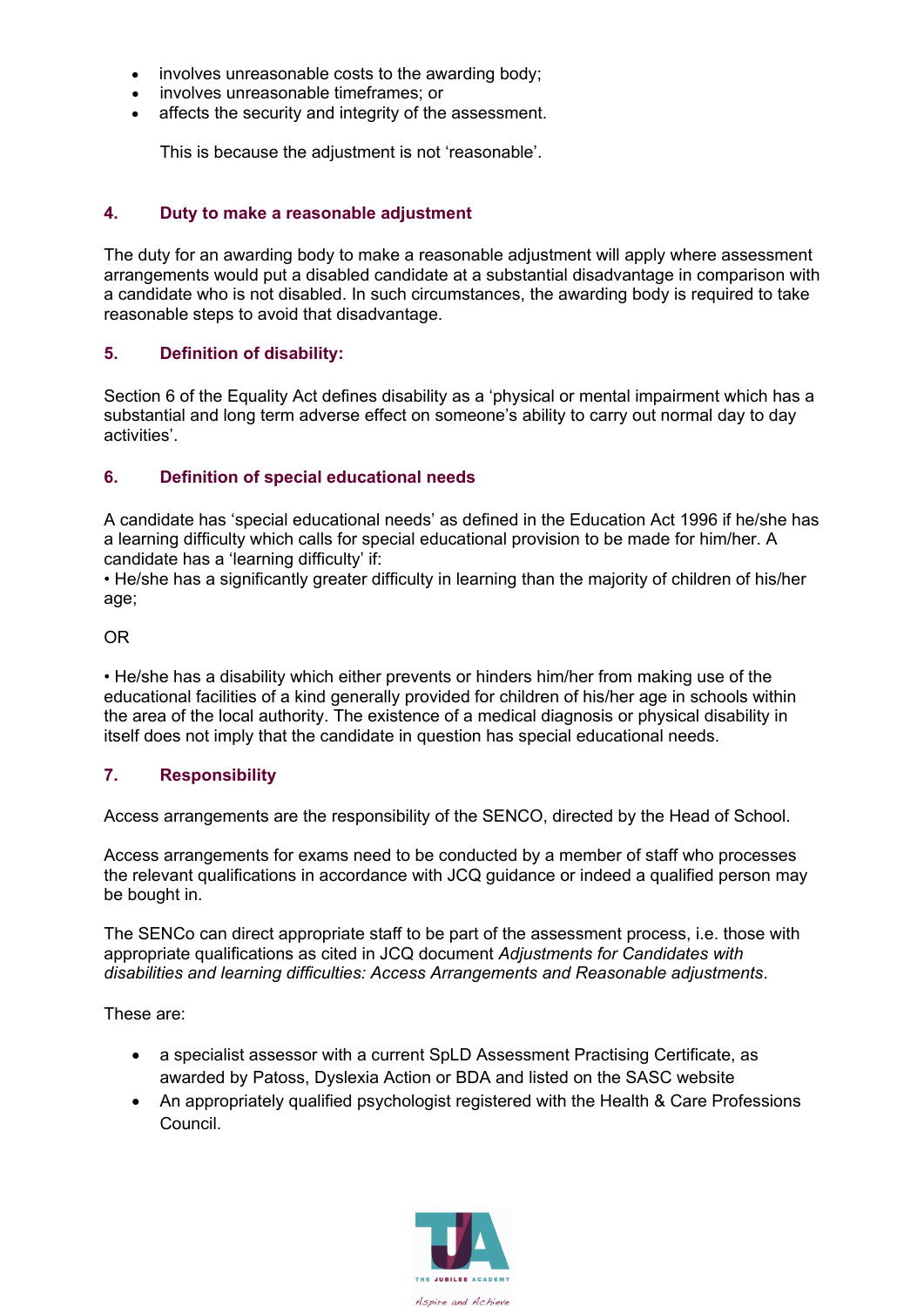- involves unreasonable costs to the awarding body;
- involves unreasonable timeframes; or
- affects the security and integrity of the assessment.

  This is because the adjustment is not 'reasonable'.

## 4. Duty to make a reasonable adjustment

The duty for an awarding body to make a reasonable adjustment will apply where assessment arrangements would put a disabled candidate at a substantial disadvantage in comparison with a candidate who is not disabled. In such circumstances, the awarding body is required to take reasonable steps to avoid that disadvantage.

## 5. Definition of disability:

Section 6 of the Equality Act defines disability as a 'physical or mental impairment which has a substantial and long term adverse effect on someone's ability to carry out normal day to day activities'.

## 6. Definition of special educational needs

A candidate has 'special educational needs' as defined in the Education Act 1996 if he/she has a learning difficulty which calls for special educational provision to be made for him/her. A candidate has a 'learning difficulty' if:
• He/she has a significantly greater difficulty in learning than the majority of children of his/her age;

OR

• He/she has a disability which either prevents or hinders him/her from making use of the educational facilities of a kind generally provided for children of his/her age in schools within the area of the local authority. The existence of a medical diagnosis or physical disability in itself does not imply that the candidate in question has special educational needs.

## 7. Responsibility

Access arrangements are the responsibility of the SENCO, directed by the Head of School.

Access arrangements for exams need to be conducted by a member of staff who processes the relevant qualifications in accordance with JCQ guidance or indeed a qualified person may be bought in.

The SENCo can direct appropriate staff to be part of the assessment process, i.e. those with appropriate qualifications as cited in JCQ document *Adjustments for Candidates with disabilities and learning difficulties: Access Arrangements and Reasonable adjustments*.

These are:

- a specialist assessor with a current SpLD Assessment Practising Certificate, as awarded by Patoss, Dyslexia Action or BDA and listed on the SASC website
- An appropriately qualified psychologist registered with the Health & Care Professions Council.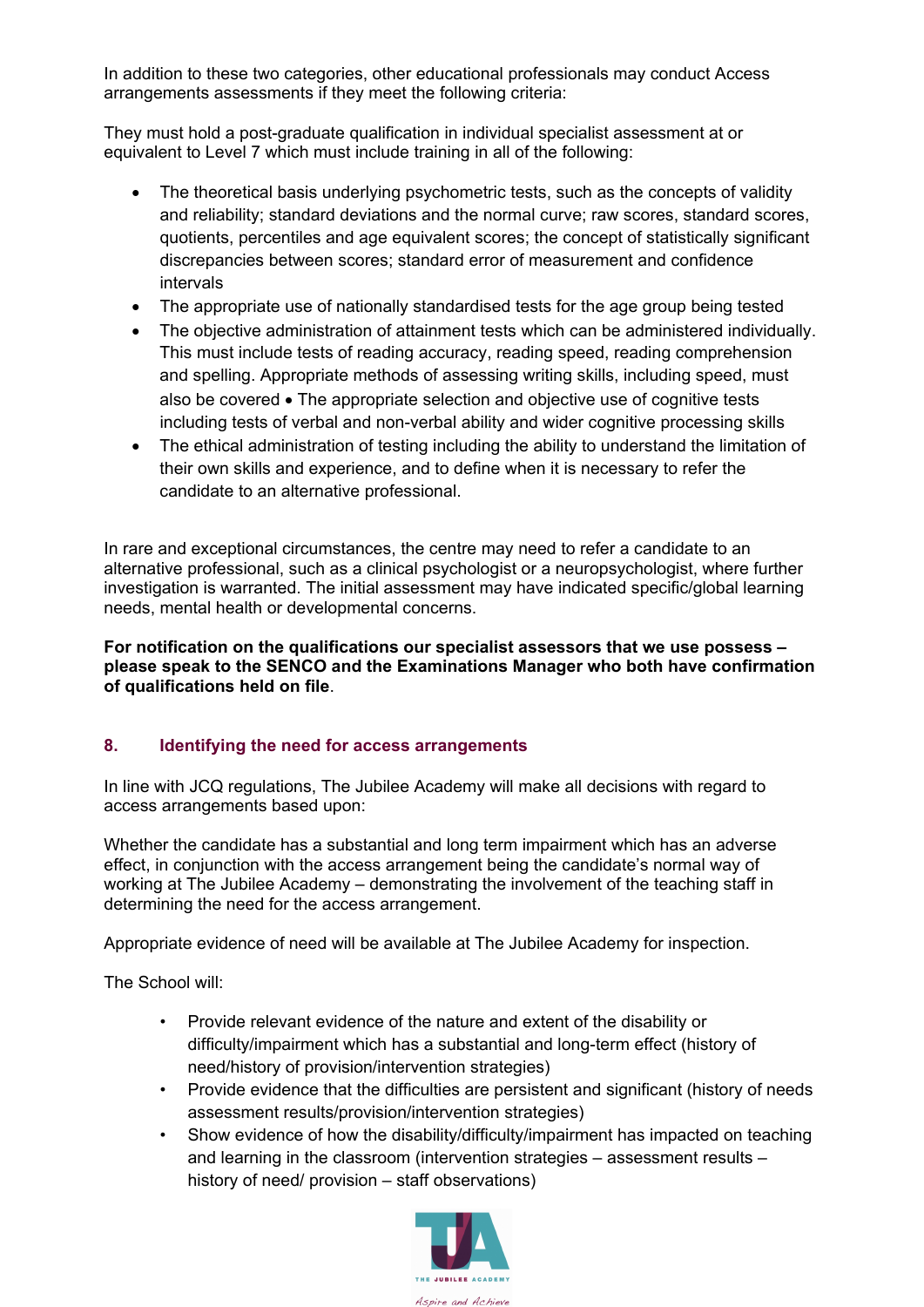In addition to these two categories, other educational professionals may conduct Access arrangements assessments if they meet the following criteria:

They must hold a post-graduate qualification in individual specialist assessment at or equivalent to Level 7 which must include training in all of the following:

- The theoretical basis underlying psychometric tests, such as the concepts of validity and reliability; standard deviations and the normal curve; raw scores, standard scores, quotients, percentiles and age equivalent scores; the concept of statistically significant discrepancies between scores; standard error of measurement and confidence intervals
- The appropriate use of nationally standardised tests for the age group being tested
- The objective administration of attainment tests which can be administered individually. This must include tests of reading accuracy, reading speed, reading comprehension and spelling. Appropriate methods of assessing writing skills, including speed, must also be covered • The appropriate selection and objective use of cognitive tests including tests of verbal and non-verbal ability and wider cognitive processing skills
- The ethical administration of testing including the ability to understand the limitation of their own skills and experience, and to define when it is necessary to refer the candidate to an alternative professional.

In rare and exceptional circumstances, the centre may need to refer a candidate to an alternative professional, such as a clinical psychologist or a neuropsychologist, where further investigation is warranted. The initial assessment may have indicated specific/global learning needs, mental health or developmental concerns.

**For notification on the qualifications our specialist assessors that we use possess – please speak to the SENCO and the Examinations Manager who both have confirmation of qualifications held on file**.

## 8. Identifying the need for access arrangements

In line with JCQ regulations, The Jubilee Academy will make all decisions with regard to access arrangements based upon:

Whether the candidate has a substantial and long term impairment which has an adverse effect, in conjunction with the access arrangement being the candidate's normal way of working at The Jubilee Academy – demonstrating the involvement of the teaching staff in determining the need for the access arrangement.

Appropriate evidence of need will be available at The Jubilee Academy for inspection.

The School will:

- Provide relevant evidence of the nature and extent of the disability or difficulty/impairment which has a substantial and long-term effect (history of need/history of provision/intervention strategies)
- Provide evidence that the difficulties are persistent and significant (history of needs assessment results/provision/intervention strategies)
- Show evidence of how the disability/difficulty/impairment has impacted on teaching and learning in the classroom (intervention strategies – assessment results – history of need/ provision – staff observations)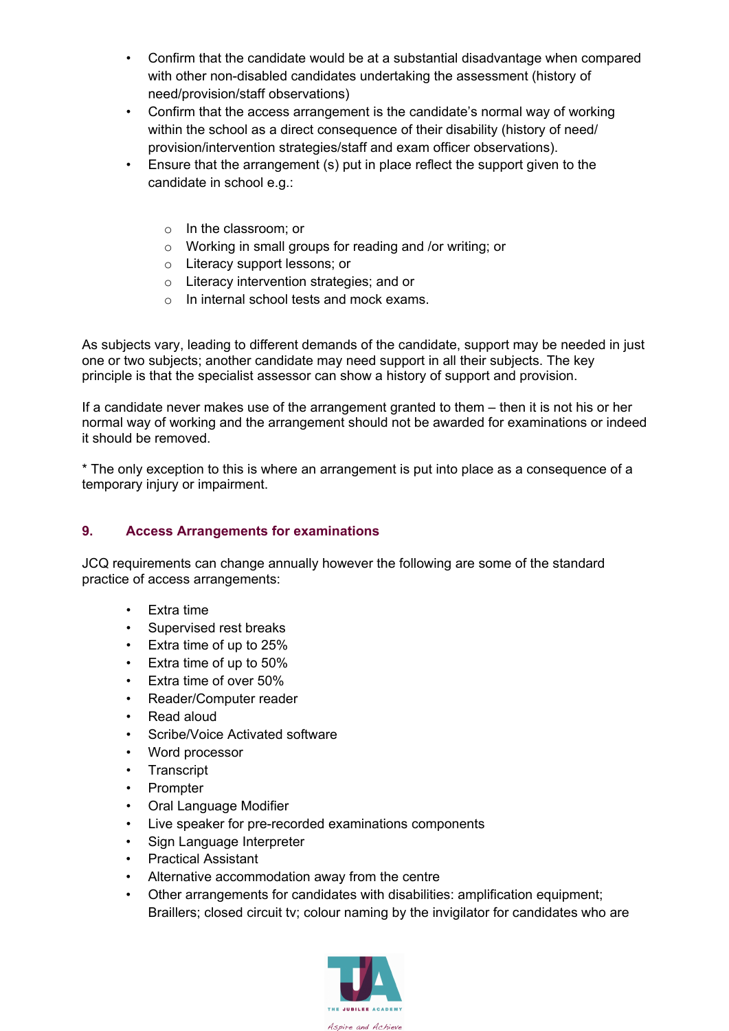- Confirm that the candidate would be at a substantial disadvantage when compared with other non-disabled candidates undertaking the assessment (history of need/provision/staff observations)
- Confirm that the access arrangement is the candidate's normal way of working within the school as a direct consequence of their disability (history of need/ provision/intervention strategies/staff and exam officer observations).
- Ensure that the arrangement (s) put in place reflect the support given to the candidate in school e.g.:

    - In the classroom; or
    - Working in small groups for reading and /or writing; or
    - Literacy support lessons; or
    - Literacy intervention strategies; and or
    - In internal school tests and mock exams.

As subjects vary, leading to different demands of the candidate, support may be needed in just one or two subjects; another candidate may need support in all their subjects. The key principle is that the specialist assessor can show a history of support and provision.

If a candidate never makes use of the arrangement granted to them – then it is not his or her normal way of working and the arrangement should not be awarded for examinations or indeed it should be removed.

* The only exception to this is where an arrangement is put into place as a consequence of a temporary injury or impairment.

## 9. Access Arrangements for examinations

JCQ requirements can change annually however the following are some of the standard practice of access arrangements:

- Extra time
- Supervised rest breaks
- Extra time of up to 25%
- Extra time of up to 50%
- Extra time of over 50%
- Reader/Computer reader
- Read aloud
- Scribe/Voice Activated software
- Word processor
- Transcript
- Prompter
- Oral Language Modifier
- Live speaker for pre-recorded examinations components
- Sign Language Interpreter
- Practical Assistant
- Alternative accommodation away from the centre
- Other arrangements for candidates with disabilities: amplification equipment; Braillers; closed circuit tv; colour naming by the invigilator for candidates who are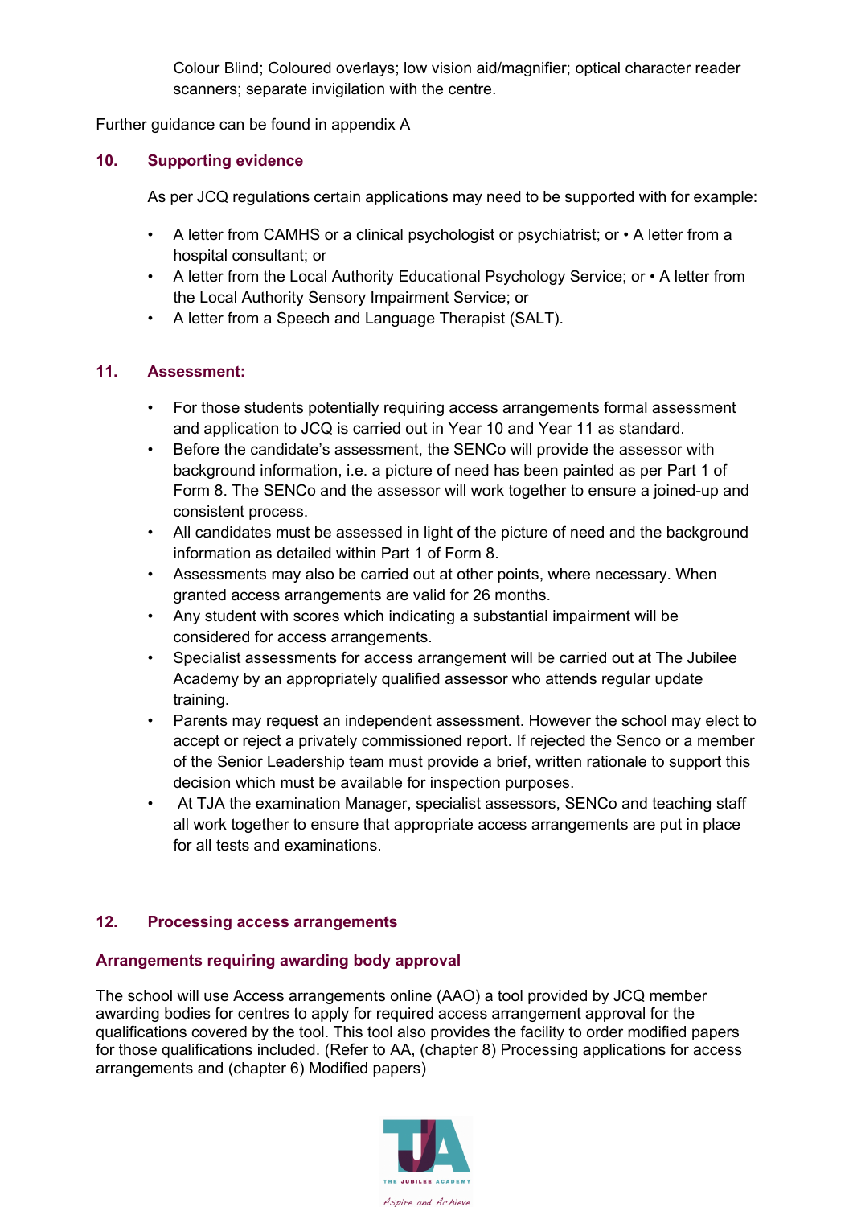Colour Blind; Coloured overlays; low vision aid/magnifier; optical character reader scanners; separate invigilation with the centre.

Further guidance can be found in appendix A

## 10. Supporting evidence

As per JCQ regulations certain applications may need to be supported with for example:

- A letter from CAMHS or a clinical psychologist or psychiatrist; or • A letter from a hospital consultant; or
- A letter from the Local Authority Educational Psychology Service; or • A letter from the Local Authority Sensory Impairment Service; or
- A letter from a Speech and Language Therapist (SALT).

## 11. Assessment:

- For those students potentially requiring access arrangements formal assessment and application to JCQ is carried out in Year 10 and Year 11 as standard.
- Before the candidate's assessment, the SENCo will provide the assessor with background information, i.e. a picture of need has been painted as per Part 1 of Form 8. The SENCo and the assessor will work together to ensure a joined-up and consistent process.
- All candidates must be assessed in light of the picture of need and the background information as detailed within Part 1 of Form 8.
- Assessments may also be carried out at other points, where necessary. When granted access arrangements are valid for 26 months.
- Any student with scores which indicating a substantial impairment will be considered for access arrangements.
- Specialist assessments for access arrangement will be carried out at The Jubilee Academy by an appropriately qualified assessor who attends regular update training.
- Parents may request an independent assessment. However the school may elect to accept or reject a privately commissioned report. If rejected the Senco or a member of the Senior Leadership team must provide a brief, written rationale to support this decision which must be available for inspection purposes.
- At TJA the examination Manager, specialist assessors, SENCo and teaching staff all work together to ensure that appropriate access arrangements are put in place for all tests and examinations.

## 12. Processing access arrangements

### Arrangements requiring awarding body approval

The school will use Access arrangements online (AAO) a tool provided by JCQ member awarding bodies for centres to apply for required access arrangement approval for the qualifications covered by the tool. This tool also provides the facility to order modified papers for those qualifications included. (Refer to AA, (chapter 8) Processing applications for access arrangements and (chapter 6) Modified papers)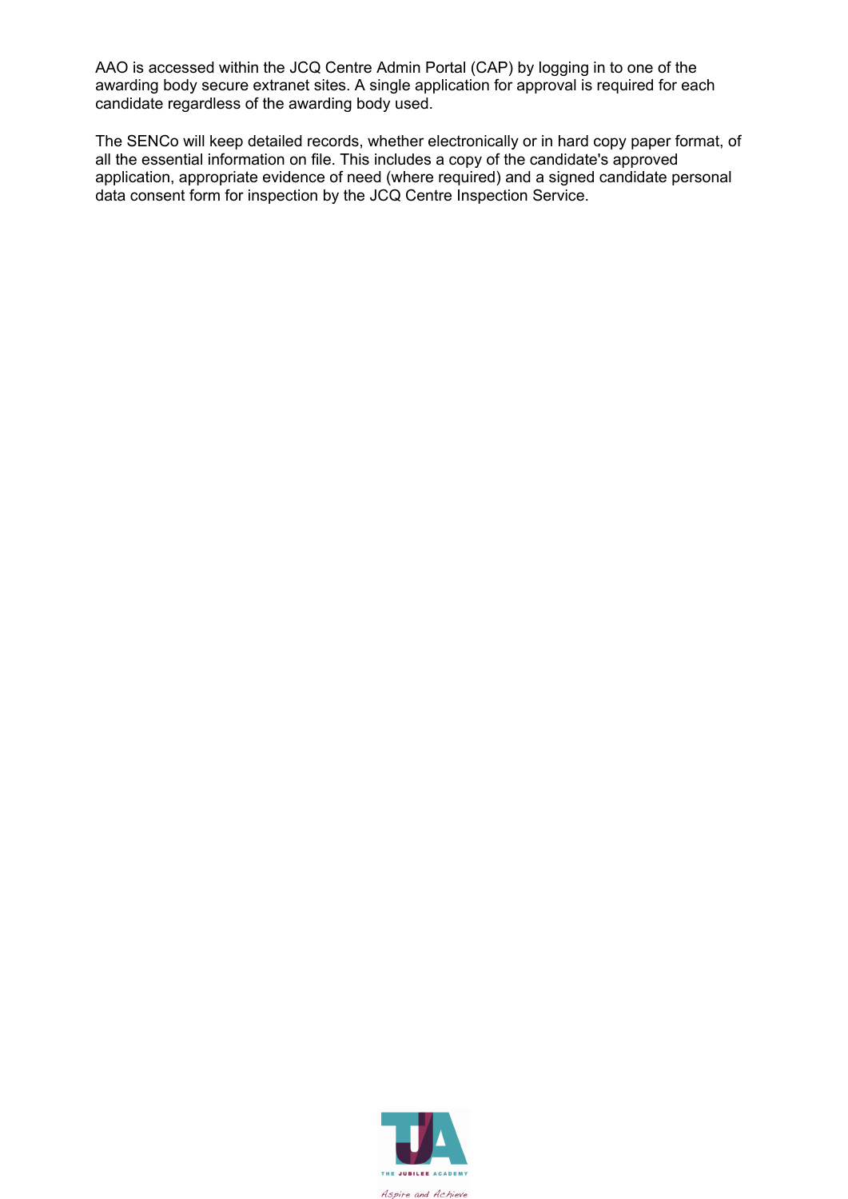AAO is accessed within the JCQ Centre Admin Portal (CAP) by logging in to one of the awarding body secure extranet sites. A single application for approval is required for each candidate regardless of the awarding body used.

The SENCo will keep detailed records, whether electronically or in hard copy paper format, of all the essential information on file. This includes a copy of the candidate's approved application, appropriate evidence of need (where required) and a signed candidate personal data consent form for inspection by the JCQ Centre Inspection Service.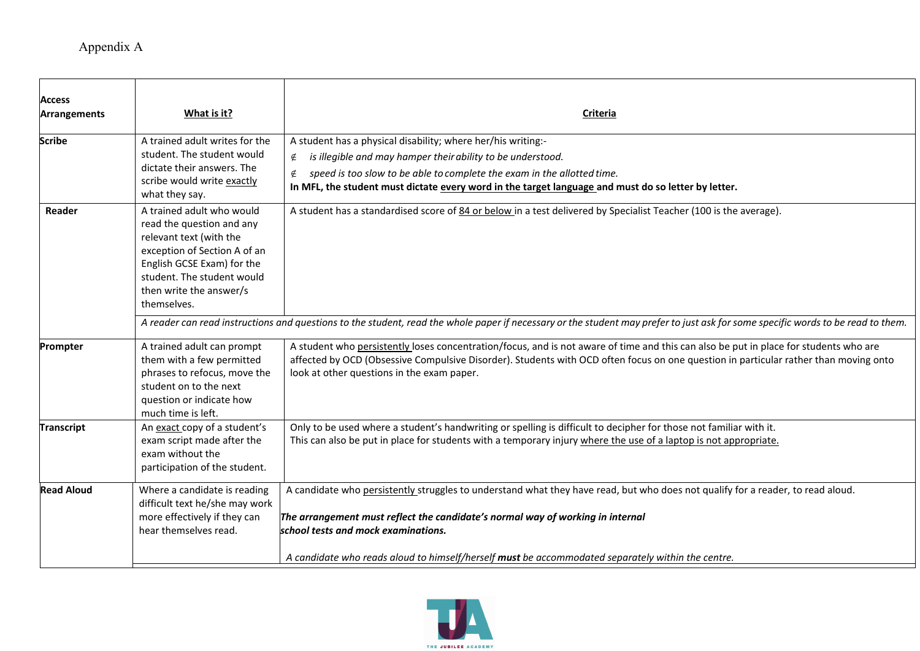Appendix A

| **Access Arrangements** | **What is it?** | **Criteria** |
|---|---|---|
| **Scribe** | A trained adult writes for the student. The student would dictate their answers. The scribe would write exactly what they say. | A student has a physical disability; where her/his writing:- <br>∉ *is illegible and may hamper their ability to be understood.* <br>∉ *speed is too slow to be able to complete the exam in the allotted time.* <br>**In MFL, the student must dictate every word in the target language and must do so letter by letter.** |
| **Reader** | A trained adult who would read the question and any relevant text (with the exception of Section A of an English GCSE Exam) for the student. The student would then write the answer/s themselves. | A student has a standardised score of 84 or below in a test delivered by Specialist Teacher (100 is the average). |
| | *A reader can read instructions and questions to the student, read the whole paper if necessary or the student may prefer to just ask for some specific words to be read to them.* | |
| **Prompter** | A trained adult can prompt them with a few permitted phrases to refocus, move the student on to the next question or indicate how much time is left. | A student who persistently loses concentration/focus, and is not aware of time and this can also be put in place for students who are affected by OCD (Obsessive Compulsive Disorder). Students with OCD often focus on one question in particular rather than moving onto look at other questions in the exam paper. |
| **Transcript** | An exact copy of a student's exam script made after the exam without the participation of the student. | Only to be used where a student's handwriting or spelling is difficult to decipher for those not familiar with it. <br>This can also be put in place for students with a temporary injury where the use of a laptop is not appropriate. |
| **Read Aloud** | Where a candidate is reading difficult text he/she may work more effectively if they can hear themselves read. | A candidate who persistently struggles to understand what they have read, but who does not qualify for a reader, to read aloud. <br><br>***The arrangement must reflect the candidate's normal way of working in internal school tests and mock examinations.*** <br><br>*A candidate who reads aloud to himself/herself **must** be accommodated separately within the centre.* |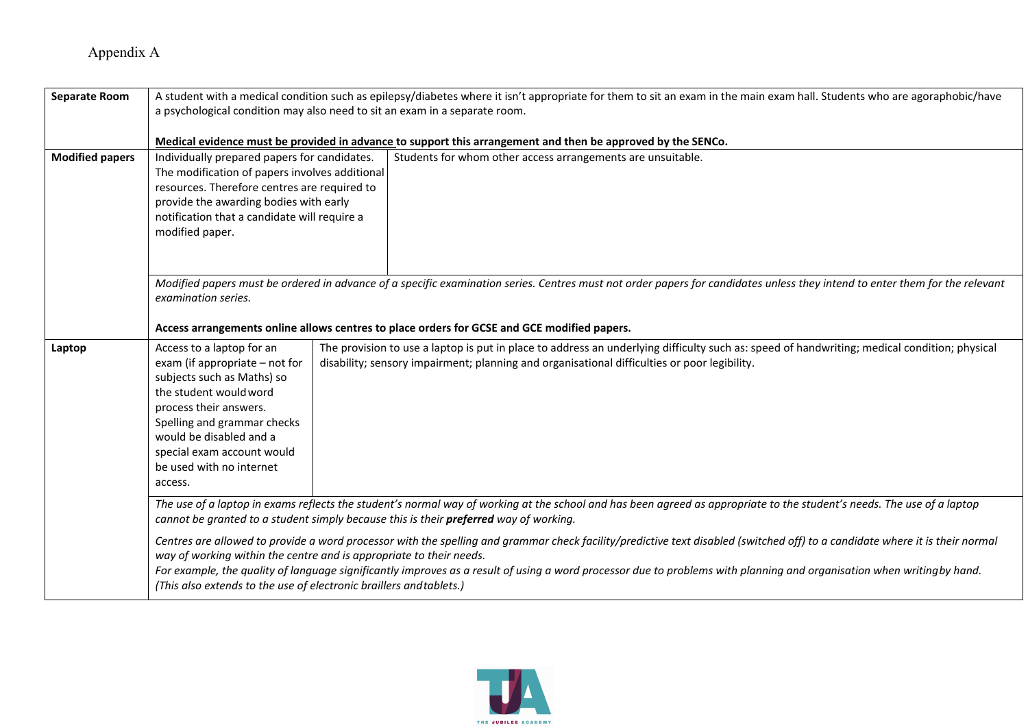Appendix A

| | | |
|---|---|---|
| **Separate Room** | A student with a medical condition such as epilepsy/diabetes where it isn't appropriate for them to sit an exam in the main exam hall. Students who are agoraphobic/have a psychological condition may also need to sit an exam in a separate room.<br><br>**Medical evidence must be provided in advance to support this arrangement and then be approved by the SENCo.** | |
| **Modified papers** | Individually prepared papers for candidates. The modification of papers involves additional resources. Therefore centres are required to provide the awarding bodies with early notification that a candidate will require a modified paper. | Students for whom other access arrangements are unsuitable. |
| | *Modified papers must be ordered in advance of a specific examination series. Centres must not order papers for candidates unless they intend to enter them for the relevant examination series.*<br><br>**Access arrangements online allows centres to place orders for GCSE and GCE modified papers.** | |
| **Laptop** | Access to a laptop for an exam (if appropriate – not for subjects such as Maths) so the student would word process their answers. Spelling and grammar checks would be disabled and a special exam account would be used with no internet access. | The provision to use a laptop is put in place to address an underlying difficulty such as: speed of handwriting; medical condition; physical disability; sensory impairment; planning and organisational difficulties or poor legibility. |
| | *The use of a laptop in exams reflects the student's normal way of working at the school and has been agreed as appropriate to the student's needs. The use of a laptop cannot be granted to a student simply because this is their **preferred** way of working.*<br><br>*Centres are allowed to provide a word processor with the spelling and grammar check facility/predictive text disabled (switched off) to a candidate where it is their normal way of working within the centre and is appropriate to their needs.*<br>*For example, the quality of language significantly improves as a result of using a word processor due to problems with planning and organisation when writing by hand. (This also extends to the use of electronic braillers and tablets.)* | |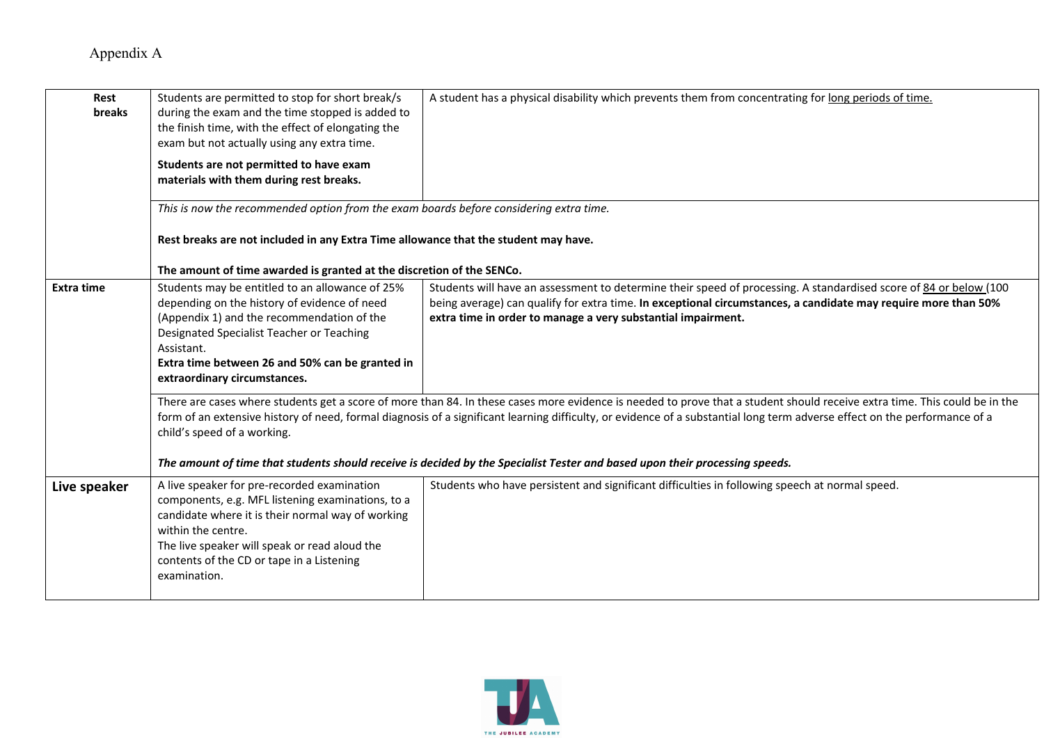Appendix A

| | | |
|---|---|---|
| **Rest breaks** | Students are permitted to stop for short break/s during the exam and the time stopped is added to the finish time, with the effect of elongating the exam but not actually using any extra time.<br><br>**Students are not permitted to have exam materials with them during rest breaks.** | A student has a physical disability which prevents them from concentrating for long periods of time. |
| | *This is now the recommended option from the exam boards before considering extra time.*<br><br>**Rest breaks are not included in any Extra Time allowance that the student may have.**<br><br>**The amount of time awarded is granted at the discretion of the SENCo.** | |
| **Extra time** | Students may be entitled to an allowance of 25% depending on the history of evidence of need (Appendix 1) and the recommendation of the Designated Specialist Teacher or Teaching Assistant.<br>**Extra time between 26 and 50% can be granted in extraordinary circumstances.** | Students will have an assessment to determine their speed of processing. A standardised score of 84 or below (100 being average) can qualify for extra time. **In exceptional circumstances, a candidate may require more than 50% extra time in order to manage a very substantial impairment.** |
| | There are cases where students get a score of more than 84. In these cases more evidence is needed to prove that a student should receive extra time. This could be in the form of an extensive history of need, formal diagnosis of a significant learning difficulty, or evidence of a substantial long term adverse effect on the performance of a child's speed of a working.<br><br>***The amount of time that students should receive is decided by the Specialist Tester and based upon their processing speeds.*** | |
| **Live speaker** | A live speaker for pre-recorded examination components, e.g. MFL listening examinations, to a candidate where it is their normal way of working within the centre.<br>The live speaker will speak or read aloud the contents of the CD or tape in a Listening examination. | Students who have persistent and significant difficulties in following speech at normal speed. |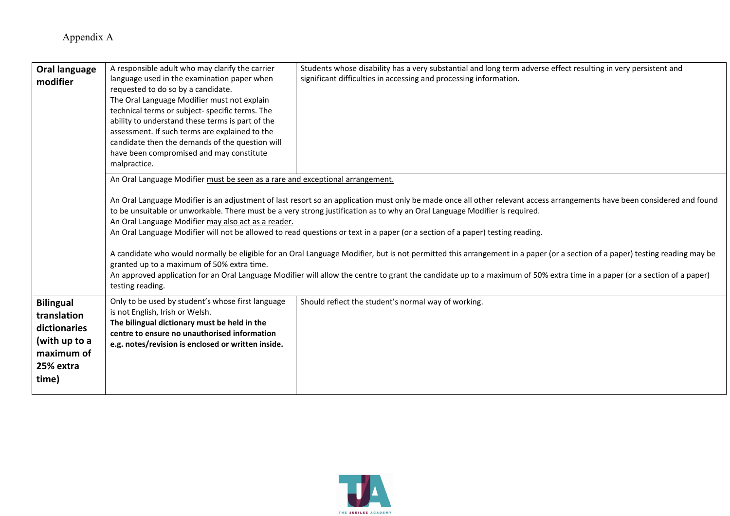Appendix A

| | | |
|---|---|---|
| **Oral language modifier** | A responsible adult who may clarify the carrier language used in the examination paper when requested to do so by a candidate.<br>The Oral Language Modifier must not explain technical terms or subject- specific terms. The ability to understand these terms is part of the assessment. If such terms are explained to the candidate then the demands of the question will have been compromised and may constitute malpractice. | Students whose disability has a very substantial and long term adverse effect resulting in very persistent and significant difficulties in accessing and processing information. |
| | An Oral Language Modifier must be seen as a rare and exceptional arrangement.<br><br>An Oral Language Modifier is an adjustment of last resort so an application must only be made once all other relevant access arrangements have been considered and found to be unsuitable or unworkable. There must be a very strong justification as to why an Oral Language Modifier is required.<br>An Oral Language Modifier may also act as a reader.<br>An Oral Language Modifier will not be allowed to read questions or text in a paper (or a section of a paper) testing reading.<br><br>A candidate who would normally be eligible for an Oral Language Modifier, but is not permitted this arrangement in a paper (or a section of a paper) testing reading may be granted up to a maximum of 50% extra time.<br>An approved application for an Oral Language Modifier will allow the centre to grant the candidate up to a maximum of 50% extra time in a paper (or a section of a paper) testing reading. | |
| **Bilingual translation dictionaries (with up to a maximum of 25% extra time)** | Only to be used by student's whose first language is not English, Irish or Welsh.<br>**The bilingual dictionary must be held in the centre to ensure no unauthorised information e.g. notes/revision is enclosed or written inside.** | Should reflect the student's normal way of working. |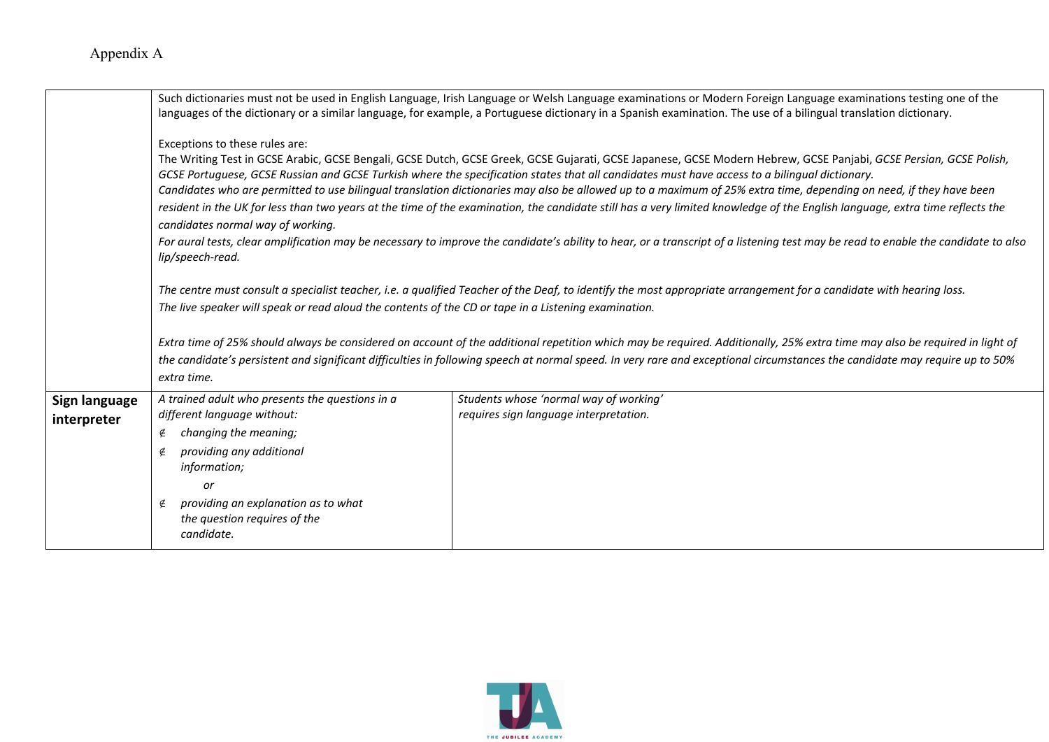Appendix A

| | | |
|---|---|---|
| | Such dictionaries must not be used in English Language, Irish Language or Welsh Language examinations or Modern Foreign Language examinations testing one of the languages of the dictionary or a similar language, for example, a Portuguese dictionary in a Spanish examination. The use of a bilingual translation dictionary.<br><br>Exceptions to these rules are:<br>The Writing Test in GCSE Arabic, GCSE Bengali, GCSE Dutch, GCSE Greek, GCSE Gujarati, GCSE Japanese, GCSE Modern Hebrew, GCSE Panjabi, *GCSE Persian, GCSE Polish, GCSE Portuguese, GCSE Russian and GCSE Turkish where the specification states that all candidates must have access to a bilingual dictionary.*<br>*Candidates who are permitted to use bilingual translation dictionaries may also be allowed up to a maximum of 25% extra time, depending on need, if they have been resident in the UK for less than two years at the time of the examination, the candidate still has a very limited knowledge of the English language, extra time reflects the candidates normal way of working.*<br>*For aural tests, clear amplification may be necessary to improve the candidate's ability to hear, or a transcript of a listening test may be read to enable the candidate to also lip/speech-read.*<br><br>*The centre must consult a specialist teacher, i.e. a qualified Teacher of the Deaf, to identify the most appropriate arrangement for a candidate with hearing loss.*<br>*The live speaker will speak or read aloud the contents of the CD or tape in a Listening examination.*<br><br>*Extra time of 25% should always be considered on account of the additional repetition which may be required. Additionally, 25% extra time may also be required in light of the candidate's persistent and significant difficulties in following speech at normal speed. In very rare and exceptional circumstances the candidate may require up to 50% extra time.* | |
| **Sign language interpreter** | *A trained adult who presents the questions in a different language without:*<br>∉ *changing the meaning;*<br>∉ *providing any additional information;*<br>*or*<br>∉ *providing an explanation as to what the question requires of the candidate.* | *Students whose 'normal way of working' requires sign language interpretation.* |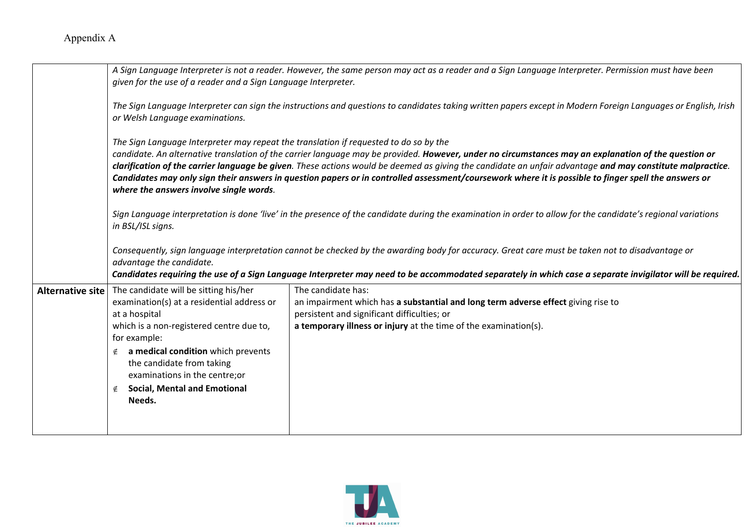Appendix A

| | | |
|---|---|---|
| | *A Sign Language Interpreter is not a reader. However, the same person may act as a reader and a Sign Language Interpreter. Permission must have been given for the use of a reader and a Sign Language Interpreter.*<br><br>*The Sign Language Interpreter can sign the instructions and questions to candidates taking written papers except in Modern Foreign Languages or English, Irish or Welsh Language examinations.*<br><br>*The Sign Language Interpreter may repeat the translation if requested to do so by the candidate. An alternative translation of the carrier language may be provided.* ***However, under no circumstances may an explanation of the question or clarification of the carrier language be given****. These actions would be deemed as giving the candidate an unfair advantage* ***and may constitute malpractice****.* ***Candidates may only sign their answers in question papers or in controlled assessment/coursework where it is possible to finger spell the answers or where the answers involve single words****.*<br><br>*Sign Language interpretation is done 'live' in the presence of the candidate during the examination in order to allow for the candidate's regional variations in BSL/ISL signs.*<br><br>*Consequently, sign language interpretation cannot be checked by the awarding body for accuracy. Great care must be taken not to disadvantage or advantage the candidate.*<br>***Candidates requiring the use of a Sign Language Interpreter may need to be accommodated separately in which case a separate invigilator will be required.*** | |
| **Alternative site** | The candidate will be sitting his/her examination(s) at a residential address or at a hospital which is a non-registered centre due to, for example:<br>- **a medical condition** which prevents the candidate from taking examinations in the centre;or<br>- **Social, Mental and Emotional Needs.** | The candidate has:<br>an impairment which has **a substantial and long term adverse effect** giving rise to persistent and significant difficulties; or<br>**a temporary illness or injury** at the time of the examination(s). |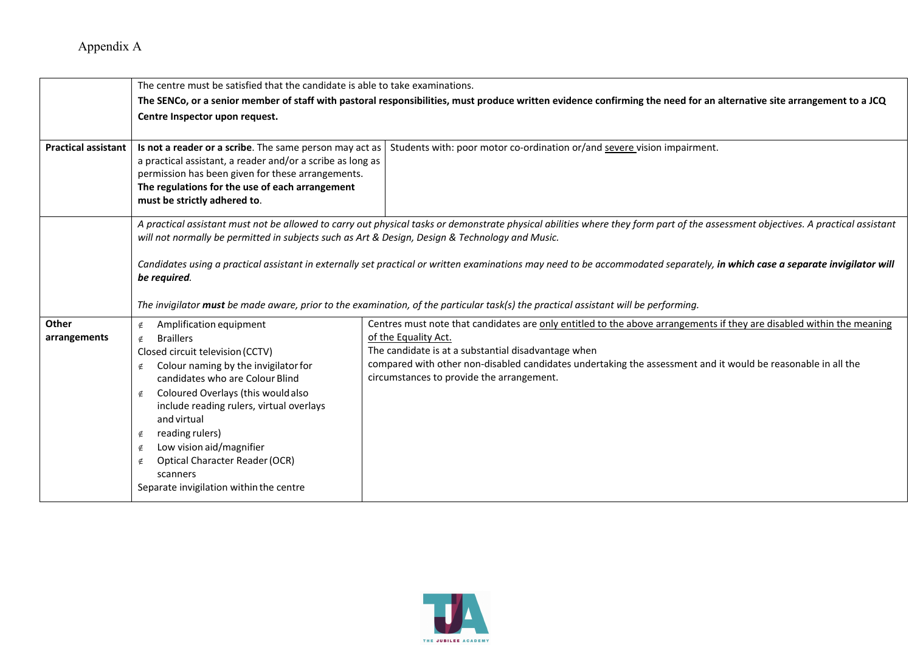Appendix A

| | | |
|---|---|---|
| | The centre must be satisfied that the candidate is able to take examinations. **The SENCo, or a senior member of staff with pastoral responsibilities, must produce written evidence confirming the need for an alternative site arrangement to a JCQ Centre Inspector upon request.** | |
| **Practical assistant** | **Is not a reader or a scribe**. The same person may act as a practical assistant, a reader and/or a scribe as long as permission has been given for these arrangements. **The regulations for the use of each arrangement must be strictly adhered to**. | Students with: poor motor co-ordination or/and severe vision impairment. |
| | *A practical assistant must not be allowed to carry out physical tasks or demonstrate physical abilities where they form part of the assessment objectives. A practical assistant will not normally be permitted in subjects such as Art & Design, Design & Technology and Music.*<br><br>*Candidates using a practical assistant in externally set practical or written examinations may need to be accommodated separately, **in which case a separate invigilator will be required**.*<br><br>*The invigilator **must** be made aware, prior to the examination, of the particular task(s) the practical assistant will be performing.* | |
| **Other arrangements** | - Amplification equipment<br>- Braillers<br>Closed circuit television (CCTV)<br>- Colour naming by the invigilator for candidates who are Colour Blind<br>- Coloured Overlays (this would also include reading rulers, virtual overlays and virtual<br>- reading rulers)<br>- Low vision aid/magnifier<br>- Optical Character Reader (OCR) scanners<br>Separate invigilation within the centre | Centres must note that candidates are only entitled to the above arrangements if they are disabled within the meaning of the Equality Act.<br>The candidate is at a substantial disadvantage when compared with other non-disabled candidates undertaking the assessment and it would be reasonable in all the circumstances to provide the arrangement. |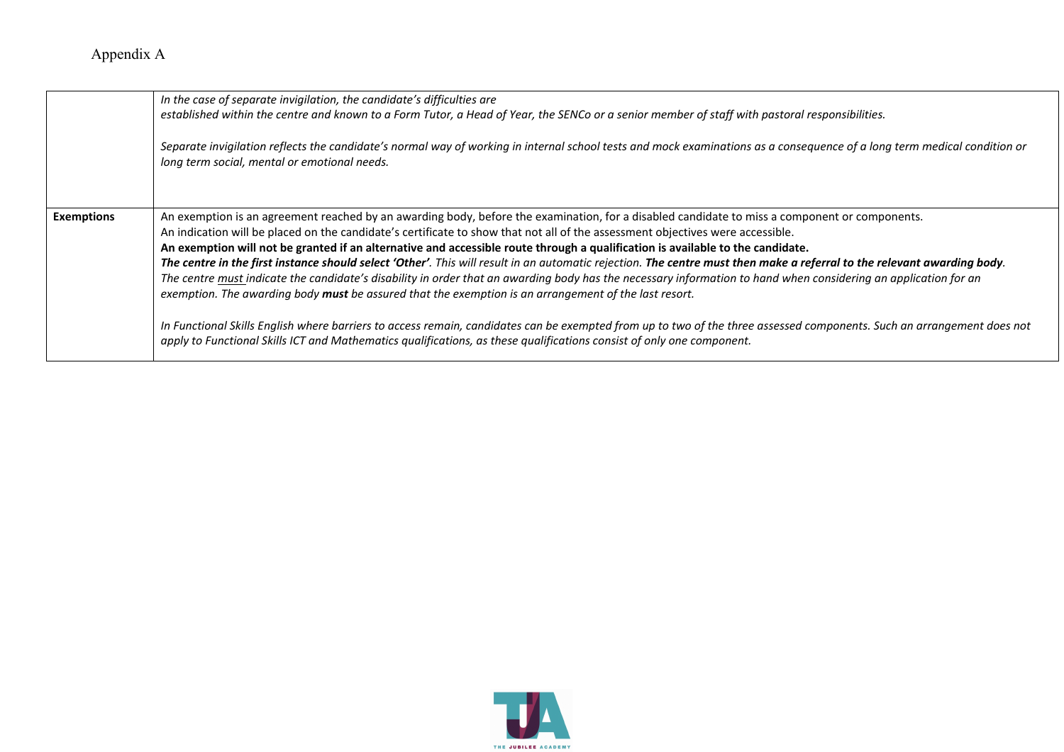Appendix A

| | |
|---|---|
| | *In the case of separate invigilation, the candidate's difficulties are established within the centre and known to a Form Tutor, a Head of Year, the SENCo or a senior member of staff with pastoral responsibilities.*<br><br>*Separate invigilation reflects the candidate's normal way of working in internal school tests and mock examinations as a consequence of a long term medical condition or long term social, mental or emotional needs.* |
| **Exemptions** | An exemption is an agreement reached by an awarding body, before the examination, for a disabled candidate to miss a component or components.<br>An indication will be placed on the candidate's certificate to show that not all of the assessment objectives were accessible.<br>**An exemption will not be granted if an alternative and accessible route through a qualification is available to the candidate.**<br>***The centre in the first instance should select 'Other'****. This will result in an automatic rejection.* ***The centre must then make a referral to the relevant awarding body****.*<br>*The centre must indicate the candidate's disability in order that an awarding body has the necessary information to hand when considering an application for an exemption. The awarding body* ***must*** *be assured that the exemption is an arrangement of the last resort.*<br><br>*In Functional Skills English where barriers to access remain, candidates can be exempted from up to two of the three assessed components. Such an arrangement does not apply to Functional Skills ICT and Mathematics qualifications, as these qualifications consist of only one component.* |